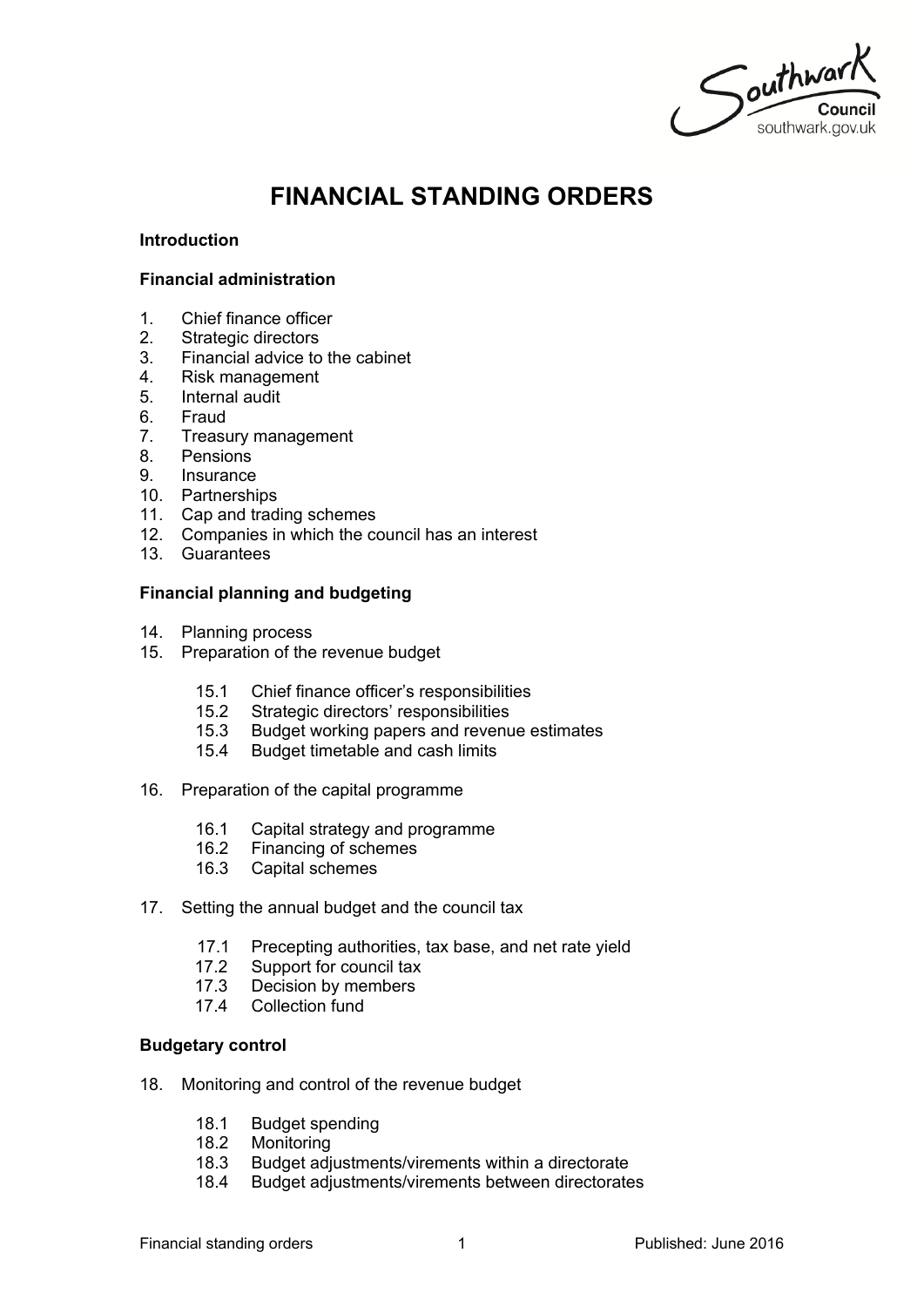# FINANCIAL STANDING ORDERS

**Introduction**

**Financial administration**

1. Chief finance officer
2. Strategic directors
3. Financial advice to the cabinet
4. Risk management
5. Internal audit
6. Fraud
7. Treasury management
8. Pensions
9. Insurance
10. Partnerships
11. Cap and trading schemes
12. Companies in which the council has an interest
13. Guarantees

**Financial planning and budgeting**

14. Planning process
15. Preparation of the revenue budget
    - 15.1 Chief finance officer's responsibilities
    - 15.2 Strategic directors' responsibilities
    - 15.3 Budget working papers and revenue estimates
    - 15.4 Budget timetable and cash limits
16. Preparation of the capital programme
    - 16.1 Capital strategy and programme
    - 16.2 Financing of schemes
    - 16.3 Capital schemes
17. Setting the annual budget and the council tax
    - 17.1 Precepting authorities, tax base, and net rate yield
    - 17.2 Support for council tax
    - 17.3 Decision by members
    - 17.4 Collection fund

**Budgetary control**

18. Monitoring and control of the revenue budget
    - 18.1 Budget spending
    - 18.2 Monitoring
    - 18.3 Budget adjustments/virements within a directorate
    - 18.4 Budget adjustments/virements between directorates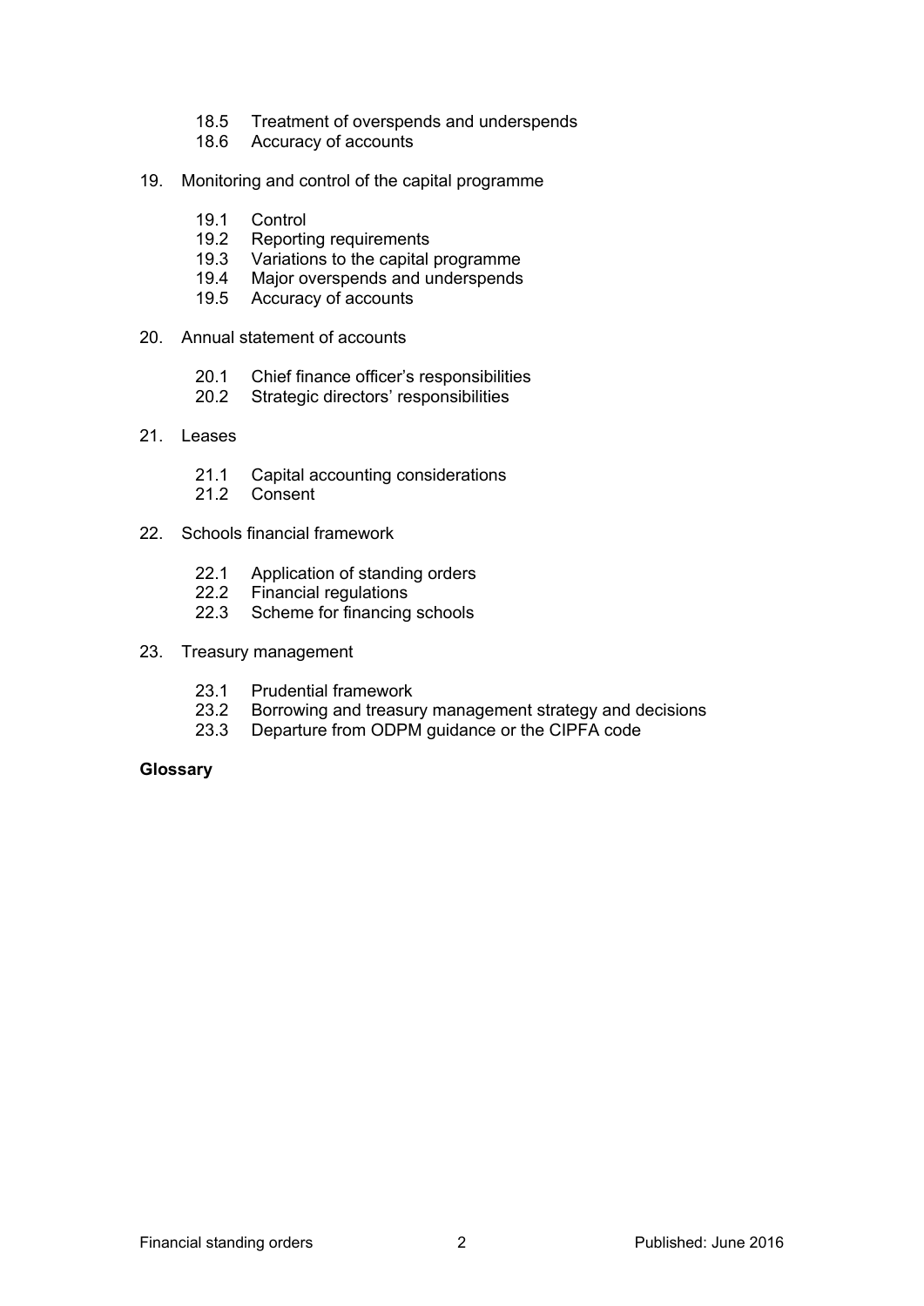18.5 Treatment of overspends and underspends
18.6 Accuracy of accounts

19. Monitoring and control of the capital programme

    19.1 Control
    19.2 Reporting requirements
    19.3 Variations to the capital programme
    19.4 Major overspends and underspends
    19.5 Accuracy of accounts

20. Annual statement of accounts

    20.1 Chief finance officer's responsibilities
    20.2 Strategic directors' responsibilities

21. Leases

    21.1 Capital accounting considerations
    21.2 Consent

22. Schools financial framework

    22.1 Application of standing orders
    22.2 Financial regulations
    22.3 Scheme for financing schools

23. Treasury management

    23.1 Prudential framework
    23.2 Borrowing and treasury management strategy and decisions
    23.3 Departure from ODPM guidance or the CIPFA code

**Glossary**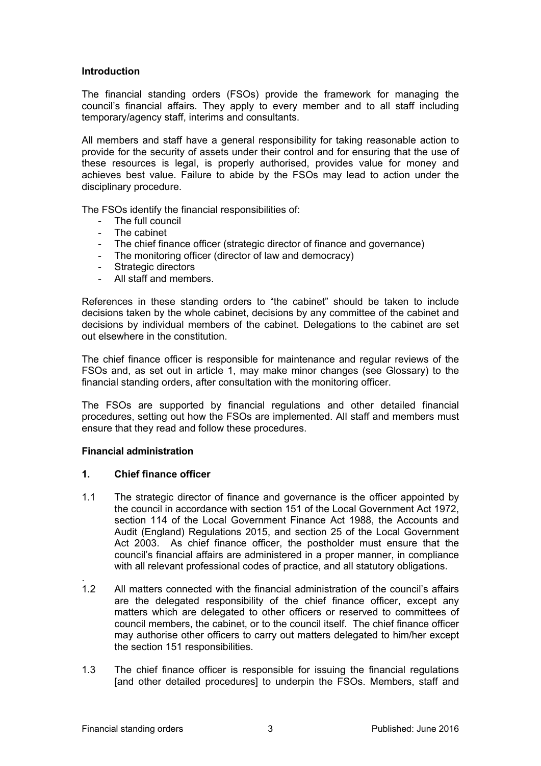## Introduction

The financial standing orders (FSOs) provide the framework for managing the council's financial affairs. They apply to every member and to all staff including temporary/agency staff, interims and consultants.

All members and staff have a general responsibility for taking reasonable action to provide for the security of assets under their control and for ensuring that the use of these resources is legal, is properly authorised, provides value for money and achieves best value. Failure to abide by the FSOs may lead to action under the disciplinary procedure.

The FSOs identify the financial responsibilities of:

- The full council
- The cabinet
- The chief finance officer (strategic director of finance and governance)
- The monitoring officer (director of law and democracy)
- Strategic directors
- All staff and members.

References in these standing orders to "the cabinet" should be taken to include decisions taken by the whole cabinet, decisions by any committee of the cabinet and decisions by individual members of the cabinet. Delegations to the cabinet are set out elsewhere in the constitution.

The chief finance officer is responsible for maintenance and regular reviews of the FSOs and, as set out in article 1, may make minor changes (see Glossary) to the financial standing orders, after consultation with the monitoring officer.

The FSOs are supported by financial regulations and other detailed financial procedures, setting out how the FSOs are implemented. All staff and members must ensure that they read and follow these procedures.

## Financial administration

### 1. Chief finance officer

1.1 The strategic director of finance and governance is the officer appointed by the council in accordance with section 151 of the Local Government Act 1972, section 114 of the Local Government Finance Act 1988, the Accounts and Audit (England) Regulations 2015, and section 25 of the Local Government Act 2003. As chief finance officer, the postholder must ensure that the council's financial affairs are administered in a proper manner, in compliance with all relevant professional codes of practice, and all statutory obligations.

1.2 All matters connected with the financial administration of the council's affairs are the delegated responsibility of the chief finance officer, except any matters which are delegated to other officers or reserved to committees of council members, the cabinet, or to the council itself. The chief finance officer may authorise other officers to carry out matters delegated to him/her except the section 151 responsibilities.

1.3 The chief finance officer is responsible for issuing the financial regulations [and other detailed procedures] to underpin the FSOs. Members, staff and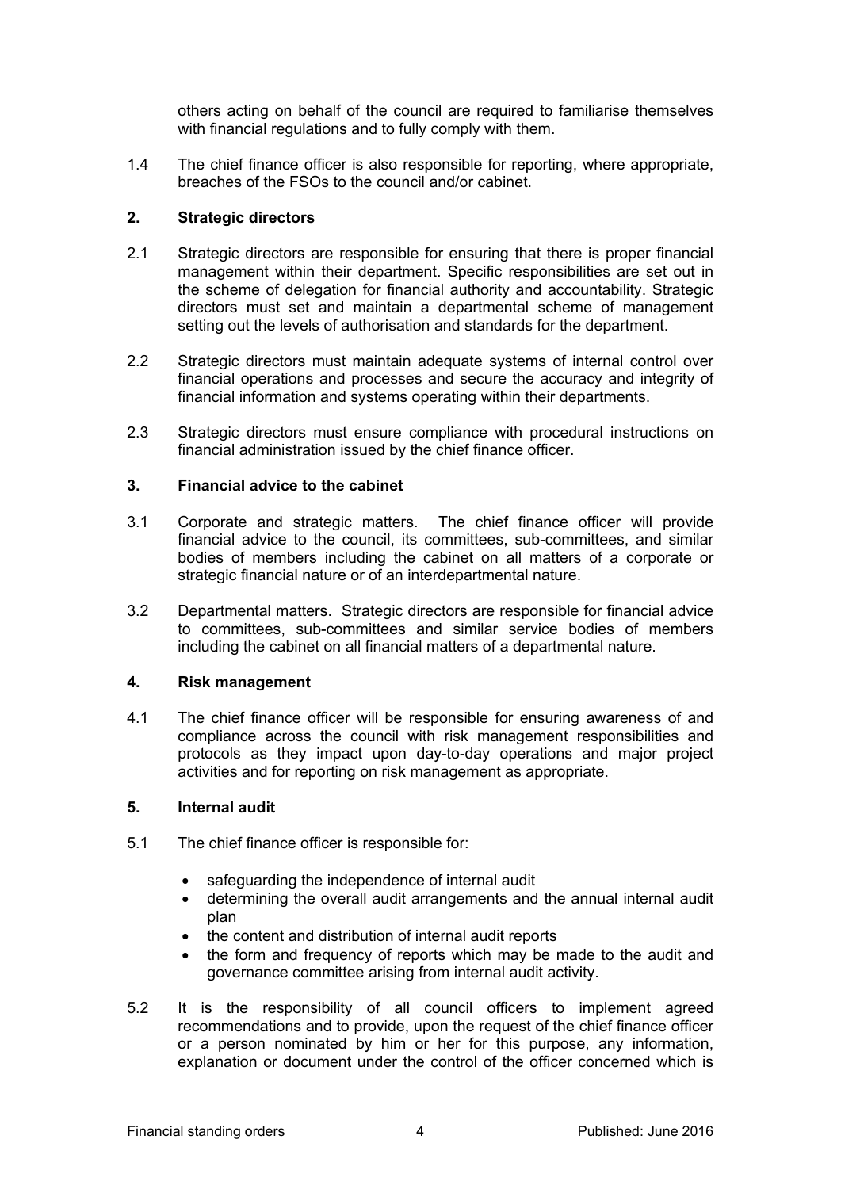others acting on behalf of the council are required to familiarise themselves with financial regulations and to fully comply with them.

1.4 The chief finance officer is also responsible for reporting, where appropriate, breaches of the FSOs to the council and/or cabinet.

## 2. Strategic directors

2.1 Strategic directors are responsible for ensuring that there is proper financial management within their department. Specific responsibilities are set out in the scheme of delegation for financial authority and accountability. Strategic directors must set and maintain a departmental scheme of management setting out the levels of authorisation and standards for the department.

2.2 Strategic directors must maintain adequate systems of internal control over financial operations and processes and secure the accuracy and integrity of financial information and systems operating within their departments.

2.3 Strategic directors must ensure compliance with procedural instructions on financial administration issued by the chief finance officer.

## 3. Financial advice to the cabinet

3.1 Corporate and strategic matters. The chief finance officer will provide financial advice to the council, its committees, sub-committees, and similar bodies of members including the cabinet on all matters of a corporate or strategic financial nature or of an interdepartmental nature.

3.2 Departmental matters. Strategic directors are responsible for financial advice to committees, sub-committees and similar service bodies of members including the cabinet on all financial matters of a departmental nature.

## 4. Risk management

4.1 The chief finance officer will be responsible for ensuring awareness of and compliance across the council with risk management responsibilities and protocols as they impact upon day-to-day operations and major project activities and for reporting on risk management as appropriate.

## 5. Internal audit

5.1 The chief finance officer is responsible for:

- safeguarding the independence of internal audit
- determining the overall audit arrangements and the annual internal audit plan
- the content and distribution of internal audit reports
- the form and frequency of reports which may be made to the audit and governance committee arising from internal audit activity.

5.2 It is the responsibility of all council officers to implement agreed recommendations and to provide, upon the request of the chief finance officer or a person nominated by him or her for this purpose, any information, explanation or document under the control of the officer concerned which is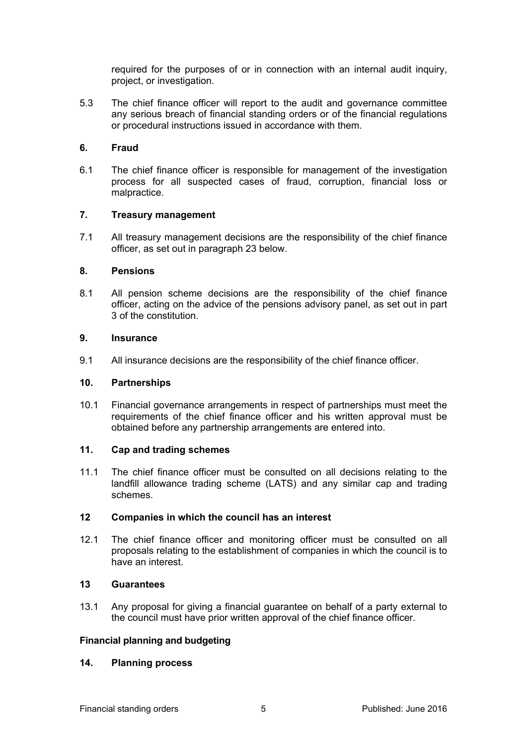required for the purposes of or in connection with an internal audit inquiry, project, or investigation.

5.3 The chief finance officer will report to the audit and governance committee any serious breach of financial standing orders or of the financial regulations or procedural instructions issued in accordance with them.

### 6. Fraud

6.1 The chief finance officer is responsible for management of the investigation process for all suspected cases of fraud, corruption, financial loss or malpractice.

### 7. Treasury management

7.1 All treasury management decisions are the responsibility of the chief finance officer, as set out in paragraph 23 below.

### 8. Pensions

8.1 All pension scheme decisions are the responsibility of the chief finance officer, acting on the advice of the pensions advisory panel, as set out in part 3 of the constitution.

### 9. Insurance

9.1 All insurance decisions are the responsibility of the chief finance officer.

### 10. Partnerships

10.1 Financial governance arrangements in respect of partnerships must meet the requirements of the chief finance officer and his written approval must be obtained before any partnership arrangements are entered into.

### 11. Cap and trading schemes

11.1 The chief finance officer must be consulted on all decisions relating to the landfill allowance trading scheme (LATS) and any similar cap and trading schemes.

### 12 Companies in which the council has an interest

12.1 The chief finance officer and monitoring officer must be consulted on all proposals relating to the establishment of companies in which the council is to have an interest.

### 13 Guarantees

13.1 Any proposal for giving a financial guarantee on behalf of a party external to the council must have prior written approval of the chief finance officer.

## Financial planning and budgeting

### 14. Planning process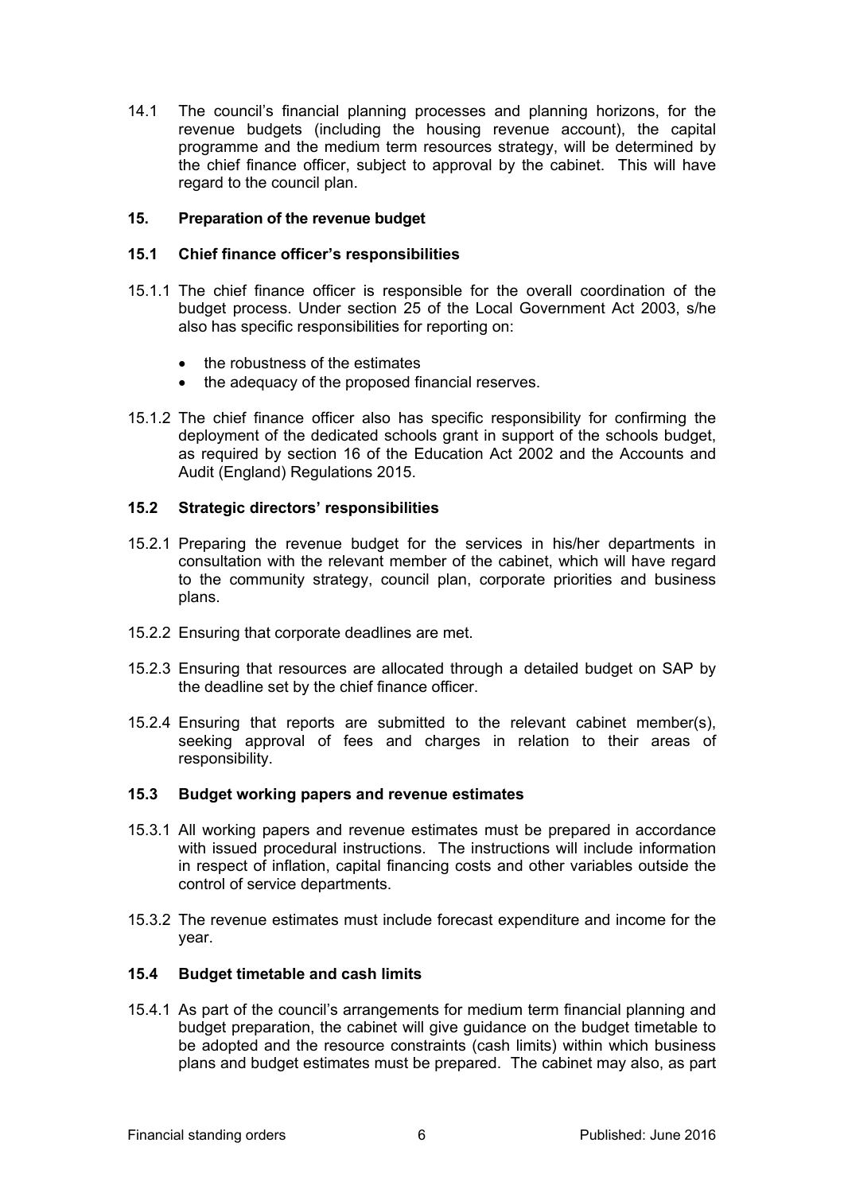14.1 The council's financial planning processes and planning horizons, for the revenue budgets (including the housing revenue account), the capital programme and the medium term resources strategy, will be determined by the chief finance officer, subject to approval by the cabinet. This will have regard to the council plan.

## 15. Preparation of the revenue budget

### 15.1 Chief finance officer's responsibilities

15.1.1 The chief finance officer is responsible for the overall coordination of the budget process. Under section 25 of the Local Government Act 2003, s/he also has specific responsibilities for reporting on:

- the robustness of the estimates
- the adequacy of the proposed financial reserves.

15.1.2 The chief finance officer also has specific responsibility for confirming the deployment of the dedicated schools grant in support of the schools budget, as required by section 16 of the Education Act 2002 and the Accounts and Audit (England) Regulations 2015.

### 15.2 Strategic directors' responsibilities

15.2.1 Preparing the revenue budget for the services in his/her departments in consultation with the relevant member of the cabinet, which will have regard to the community strategy, council plan, corporate priorities and business plans.

15.2.2 Ensuring that corporate deadlines are met.

15.2.3 Ensuring that resources are allocated through a detailed budget on SAP by the deadline set by the chief finance officer.

15.2.4 Ensuring that reports are submitted to the relevant cabinet member(s), seeking approval of fees and charges in relation to their areas of responsibility.

### 15.3 Budget working papers and revenue estimates

15.3.1 All working papers and revenue estimates must be prepared in accordance with issued procedural instructions. The instructions will include information in respect of inflation, capital financing costs and other variables outside the control of service departments.

15.3.2 The revenue estimates must include forecast expenditure and income for the year.

### 15.4 Budget timetable and cash limits

15.4.1 As part of the council's arrangements for medium term financial planning and budget preparation, the cabinet will give guidance on the budget timetable to be adopted and the resource constraints (cash limits) within which business plans and budget estimates must be prepared. The cabinet may also, as part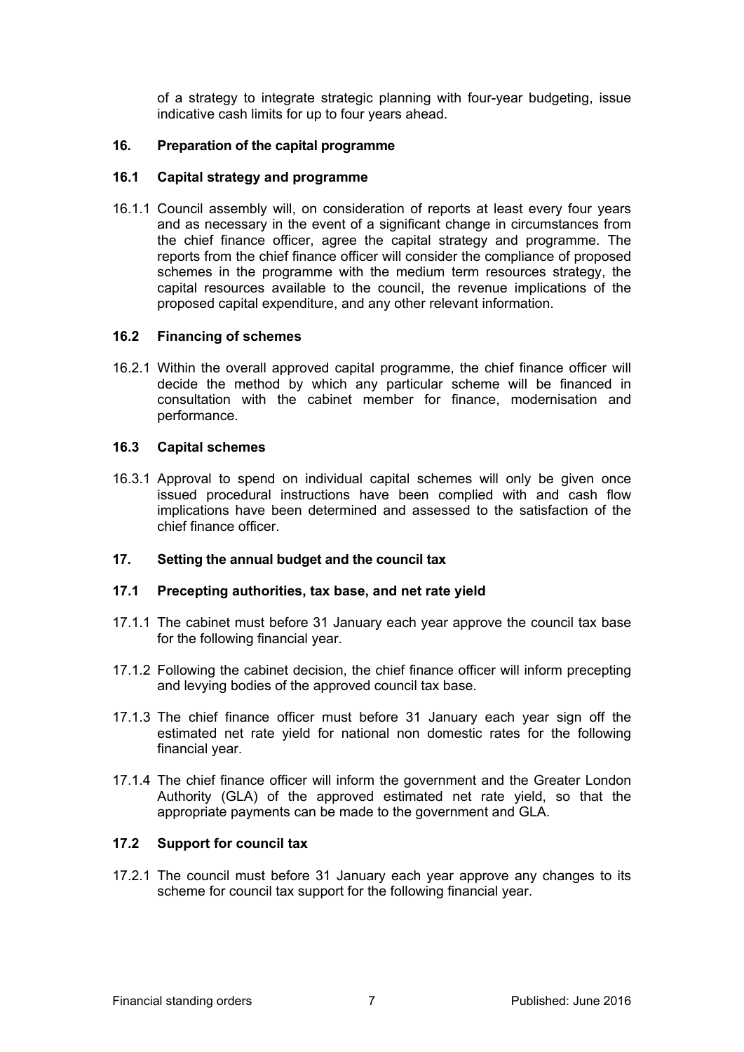of a strategy to integrate strategic planning with four-year budgeting, issue indicative cash limits for up to four years ahead.

## 16. Preparation of the capital programme

### 16.1 Capital strategy and programme

16.1.1 Council assembly will, on consideration of reports at least every four years and as necessary in the event of a significant change in circumstances from the chief finance officer, agree the capital strategy and programme. The reports from the chief finance officer will consider the compliance of proposed schemes in the programme with the medium term resources strategy, the capital resources available to the council, the revenue implications of the proposed capital expenditure, and any other relevant information.

### 16.2 Financing of schemes

16.2.1 Within the overall approved capital programme, the chief finance officer will decide the method by which any particular scheme will be financed in consultation with the cabinet member for finance, modernisation and performance.

### 16.3 Capital schemes

16.3.1 Approval to spend on individual capital schemes will only be given once issued procedural instructions have been complied with and cash flow implications have been determined and assessed to the satisfaction of the chief finance officer.

## 17. Setting the annual budget and the council tax

### 17.1 Precepting authorities, tax base, and net rate yield

17.1.1 The cabinet must before 31 January each year approve the council tax base for the following financial year.

17.1.2 Following the cabinet decision, the chief finance officer will inform precepting and levying bodies of the approved council tax base.

17.1.3 The chief finance officer must before 31 January each year sign off the estimated net rate yield for national non domestic rates for the following financial year.

17.1.4 The chief finance officer will inform the government and the Greater London Authority (GLA) of the approved estimated net rate yield, so that the appropriate payments can be made to the government and GLA.

### 17.2 Support for council tax

17.2.1 The council must before 31 January each year approve any changes to its scheme for council tax support for the following financial year.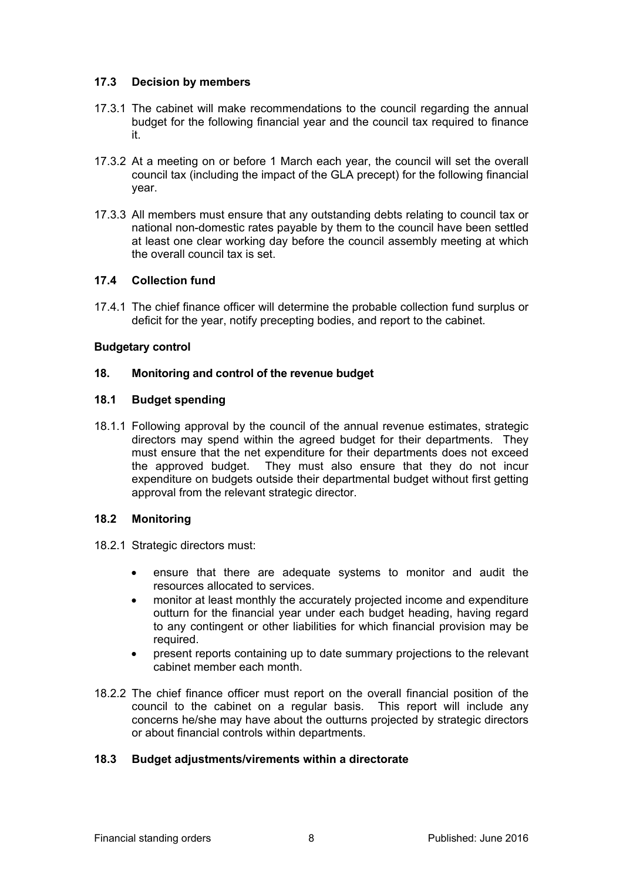### 17.3 Decision by members

17.3.1 The cabinet will make recommendations to the council regarding the annual budget for the following financial year and the council tax required to finance it.

17.3.2 At a meeting on or before 1 March each year, the council will set the overall council tax (including the impact of the GLA precept) for the following financial year.

17.3.3 All members must ensure that any outstanding debts relating to council tax or national non-domestic rates payable by them to the council have been settled at least one clear working day before the council assembly meeting at which the overall council tax is set.

### 17.4 Collection fund

17.4.1 The chief finance officer will determine the probable collection fund surplus or deficit for the year, notify precepting bodies, and report to the cabinet.

**Budgetary control**

## 18. Monitoring and control of the revenue budget

### 18.1 Budget spending

18.1.1 Following approval by the council of the annual revenue estimates, strategic directors may spend within the agreed budget for their departments. They must ensure that the net expenditure for their departments does not exceed the approved budget. They must also ensure that they do not incur expenditure on budgets outside their departmental budget without first getting approval from the relevant strategic director.

### 18.2 Monitoring

18.2.1 Strategic directors must:

- ensure that there are adequate systems to monitor and audit the resources allocated to services.
- monitor at least monthly the accurately projected income and expenditure outturn for the financial year under each budget heading, having regard to any contingent or other liabilities for which financial provision may be required.
- present reports containing up to date summary projections to the relevant cabinet member each month.

18.2.2 The chief finance officer must report on the overall financial position of the council to the cabinet on a regular basis. This report will include any concerns he/she may have about the outturns projected by strategic directors or about financial controls within departments.

### 18.3 Budget adjustments/virements within a directorate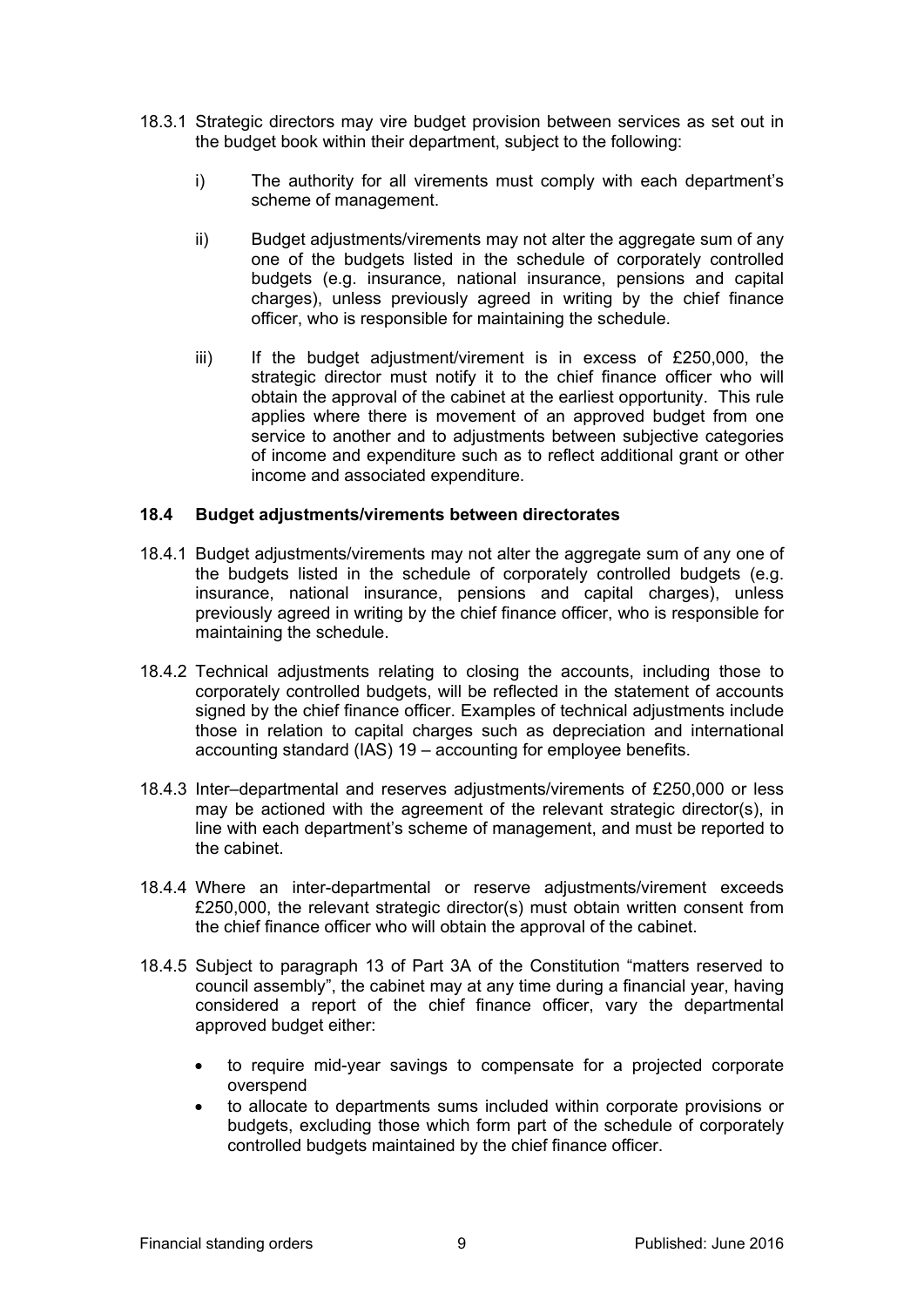18.3.1 Strategic directors may vire budget provision between services as set out in the budget book within their department, subject to the following:

i) The authority for all virements must comply with each department's scheme of management.

ii) Budget adjustments/virements may not alter the aggregate sum of any one of the budgets listed in the schedule of corporately controlled budgets (e.g. insurance, national insurance, pensions and capital charges), unless previously agreed in writing by the chief finance officer, who is responsible for maintaining the schedule.

iii) If the budget adjustment/virement is in excess of £250,000, the strategic director must notify it to the chief finance officer who will obtain the approval of the cabinet at the earliest opportunity. This rule applies where there is movement of an approved budget from one service to another and to adjustments between subjective categories of income and expenditure such as to reflect additional grant or other income and associated expenditure.

### 18.4 Budget adjustments/virements between directorates

18.4.1 Budget adjustments/virements may not alter the aggregate sum of any one of the budgets listed in the schedule of corporately controlled budgets (e.g. insurance, national insurance, pensions and capital charges), unless previously agreed in writing by the chief finance officer, who is responsible for maintaining the schedule.

18.4.2 Technical adjustments relating to closing the accounts, including those to corporately controlled budgets, will be reflected in the statement of accounts signed by the chief finance officer. Examples of technical adjustments include those in relation to capital charges such as depreciation and international accounting standard (IAS) 19 – accounting for employee benefits.

18.4.3 Inter–departmental and reserves adjustments/virements of £250,000 or less may be actioned with the agreement of the relevant strategic director(s), in line with each department's scheme of management, and must be reported to the cabinet.

18.4.4 Where an inter-departmental or reserve adjustments/virement exceeds £250,000, the relevant strategic director(s) must obtain written consent from the chief finance officer who will obtain the approval of the cabinet.

18.4.5 Subject to paragraph 13 of Part 3A of the Constitution "matters reserved to council assembly", the cabinet may at any time during a financial year, having considered a report of the chief finance officer, vary the departmental approved budget either:

- to require mid-year savings to compensate for a projected corporate overspend
- to allocate to departments sums included within corporate provisions or budgets, excluding those which form part of the schedule of corporately controlled budgets maintained by the chief finance officer.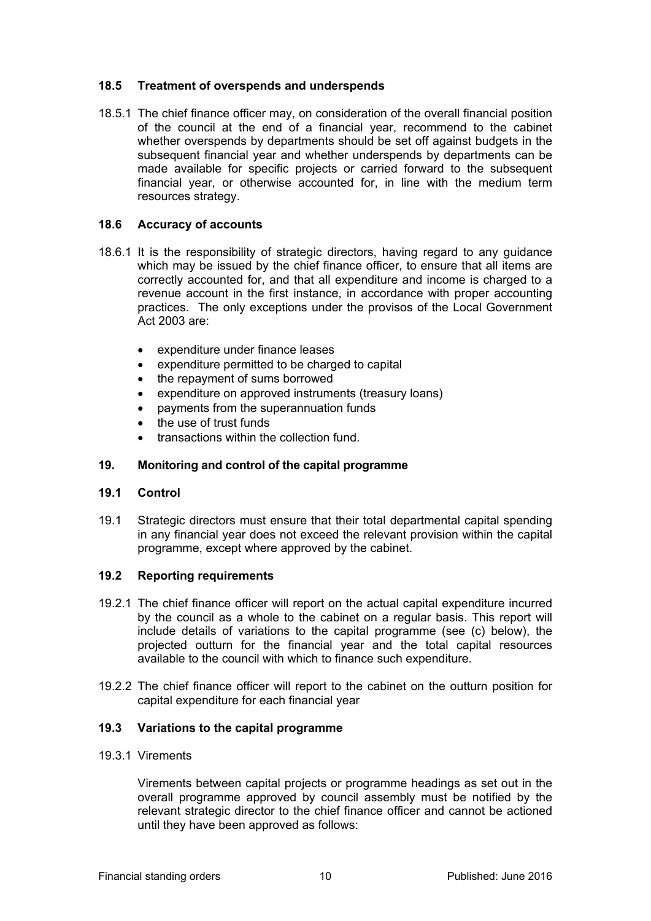### 18.5 Treatment of overspends and underspends

18.5.1 The chief finance officer may, on consideration of the overall financial position of the council at the end of a financial year, recommend to the cabinet whether overspends by departments should be set off against budgets in the subsequent financial year and whether underspends by departments can be made available for specific projects or carried forward to the subsequent financial year, or otherwise accounted for, in line with the medium term resources strategy.

### 18.6 Accuracy of accounts

18.6.1 It is the responsibility of strategic directors, having regard to any guidance which may be issued by the chief finance officer, to ensure that all items are correctly accounted for, and that all expenditure and income is charged to a revenue account in the first instance, in accordance with proper accounting practices. The only exceptions under the provisos of the Local Government Act 2003 are:

- expenditure under finance leases
- expenditure permitted to be charged to capital
- the repayment of sums borrowed
- expenditure on approved instruments (treasury loans)
- payments from the superannuation funds
- the use of trust funds
- transactions within the collection fund.

## 19. Monitoring and control of the capital programme

### 19.1 Control

19.1 Strategic directors must ensure that their total departmental capital spending in any financial year does not exceed the relevant provision within the capital programme, except where approved by the cabinet.

### 19.2 Reporting requirements

19.2.1 The chief finance officer will report on the actual capital expenditure incurred by the council as a whole to the cabinet on a regular basis. This report will include details of variations to the capital programme (see (c) below), the projected outturn for the financial year and the total capital resources available to the council with which to finance such expenditure.

19.2.2 The chief finance officer will report to the cabinet on the outturn position for capital expenditure for each financial year

### 19.3 Variations to the capital programme

19.3.1 Virements

Virements between capital projects or programme headings as set out in the overall programme approved by council assembly must be notified by the relevant strategic director to the chief finance officer and cannot be actioned until they have been approved as follows: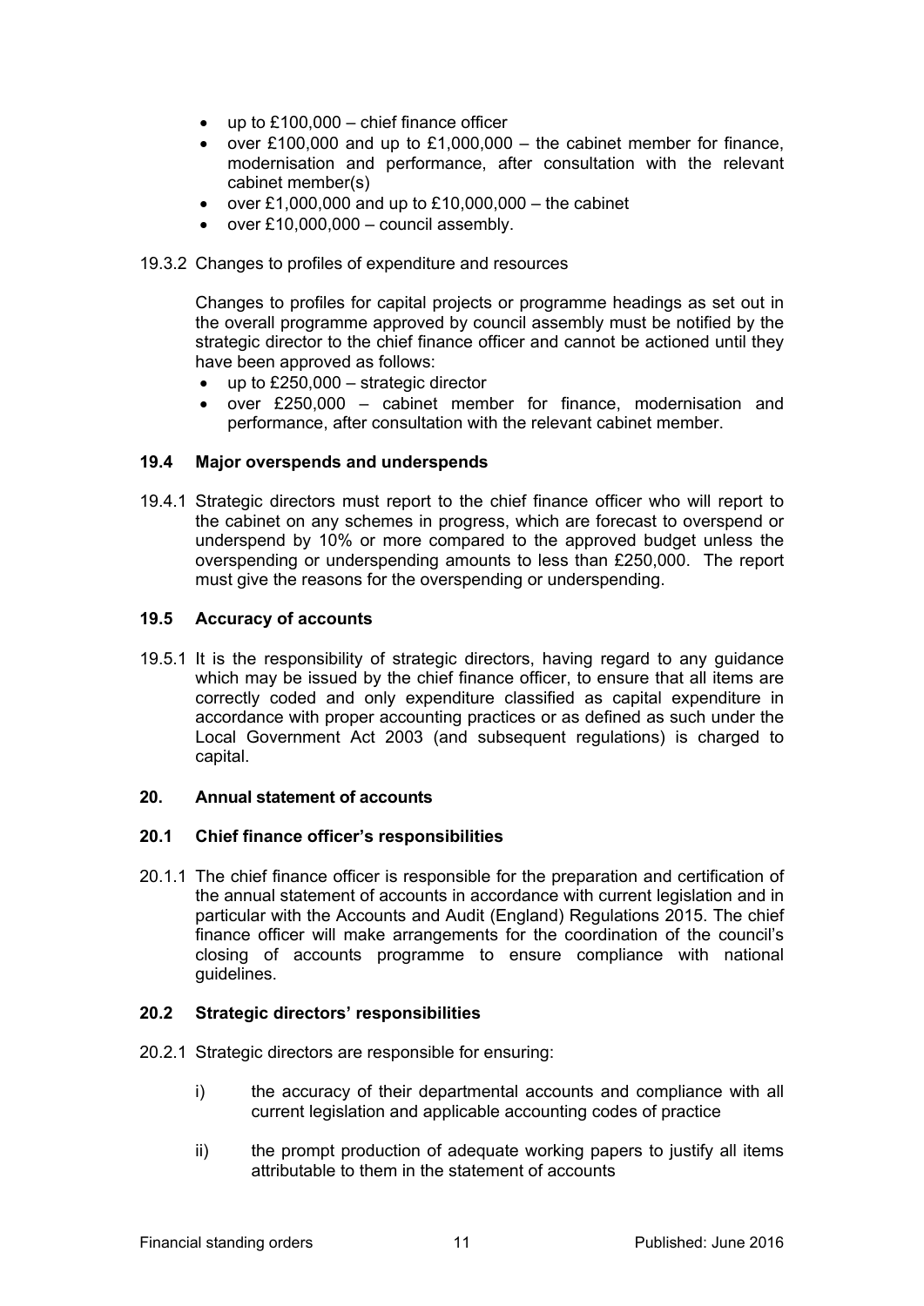- up to £100,000 – chief finance officer
- over £100,000 and up to £1,000,000 – the cabinet member for finance, modernisation and performance, after consultation with the relevant cabinet member(s)
- over £1,000,000 and up to £10,000,000 – the cabinet
- over £10,000,000 – council assembly.

19.3.2 Changes to profiles of expenditure and resources

Changes to profiles for capital projects or programme headings as set out in the overall programme approved by council assembly must be notified by the strategic director to the chief finance officer and cannot be actioned until they have been approved as follows:

- up to £250,000 – strategic director
- over £250,000 – cabinet member for finance, modernisation and performance, after consultation with the relevant cabinet member.

### 19.4 Major overspends and underspends

19.4.1 Strategic directors must report to the chief finance officer who will report to the cabinet on any schemes in progress, which are forecast to overspend or underspend by 10% or more compared to the approved budget unless the overspending or underspending amounts to less than £250,000. The report must give the reasons for the overspending or underspending.

### 19.5 Accuracy of accounts

19.5.1 It is the responsibility of strategic directors, having regard to any guidance which may be issued by the chief finance officer, to ensure that all items are correctly coded and only expenditure classified as capital expenditure in accordance with proper accounting practices or as defined as such under the Local Government Act 2003 (and subsequent regulations) is charged to capital.

## 20. Annual statement of accounts

### 20.1 Chief finance officer's responsibilities

20.1.1 The chief finance officer is responsible for the preparation and certification of the annual statement of accounts in accordance with current legislation and in particular with the Accounts and Audit (England) Regulations 2015. The chief finance officer will make arrangements for the coordination of the council's closing of accounts programme to ensure compliance with national guidelines.

### 20.2 Strategic directors' responsibilities

20.2.1 Strategic directors are responsible for ensuring:

i) the accuracy of their departmental accounts and compliance with all current legislation and applicable accounting codes of practice

ii) the prompt production of adequate working papers to justify all items attributable to them in the statement of accounts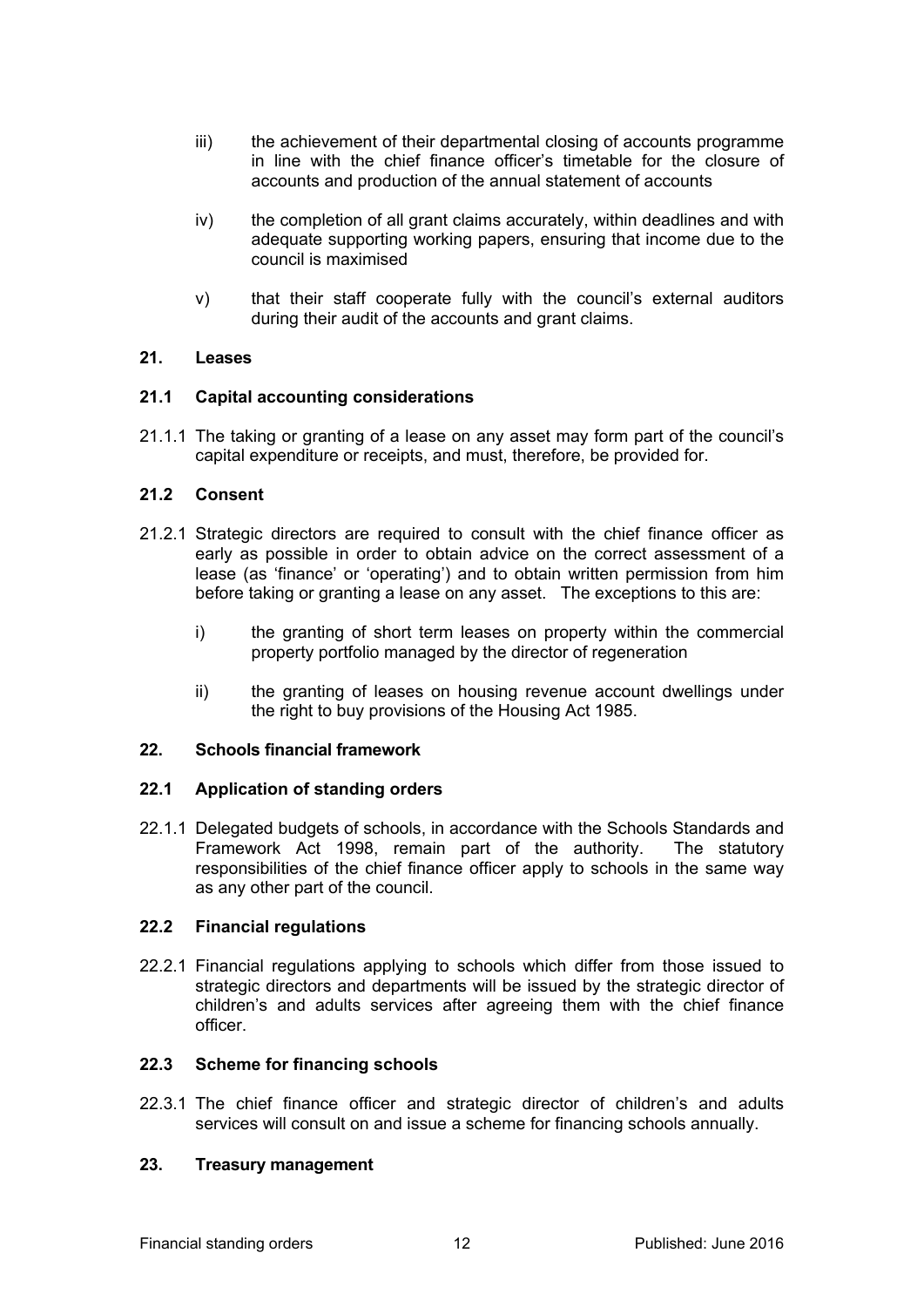iii) the achievement of their departmental closing of accounts programme in line with the chief finance officer's timetable for the closure of accounts and production of the annual statement of accounts

iv) the completion of all grant claims accurately, within deadlines and with adequate supporting working papers, ensuring that income due to the council is maximised

v) that their staff cooperate fully with the council's external auditors during their audit of the accounts and grant claims.

## 21. Leases

### 21.1 Capital accounting considerations

21.1.1 The taking or granting of a lease on any asset may form part of the council's capital expenditure or receipts, and must, therefore, be provided for.

### 21.2 Consent

21.2.1 Strategic directors are required to consult with the chief finance officer as early as possible in order to obtain advice on the correct assessment of a lease (as 'finance' or 'operating') and to obtain written permission from him before taking or granting a lease on any asset. The exceptions to this are:

i) the granting of short term leases on property within the commercial property portfolio managed by the director of regeneration

ii) the granting of leases on housing revenue account dwellings under the right to buy provisions of the Housing Act 1985.

## 22. Schools financial framework

### 22.1 Application of standing orders

22.1.1 Delegated budgets of schools, in accordance with the Schools Standards and Framework Act 1998, remain part of the authority. The statutory responsibilities of the chief finance officer apply to schools in the same way as any other part of the council.

### 22.2 Financial regulations

22.2.1 Financial regulations applying to schools which differ from those issued to strategic directors and departments will be issued by the strategic director of children's and adults services after agreeing them with the chief finance officer.

### 22.3 Scheme for financing schools

22.3.1 The chief finance officer and strategic director of children's and adults services will consult on and issue a scheme for financing schools annually.

## 23. Treasury management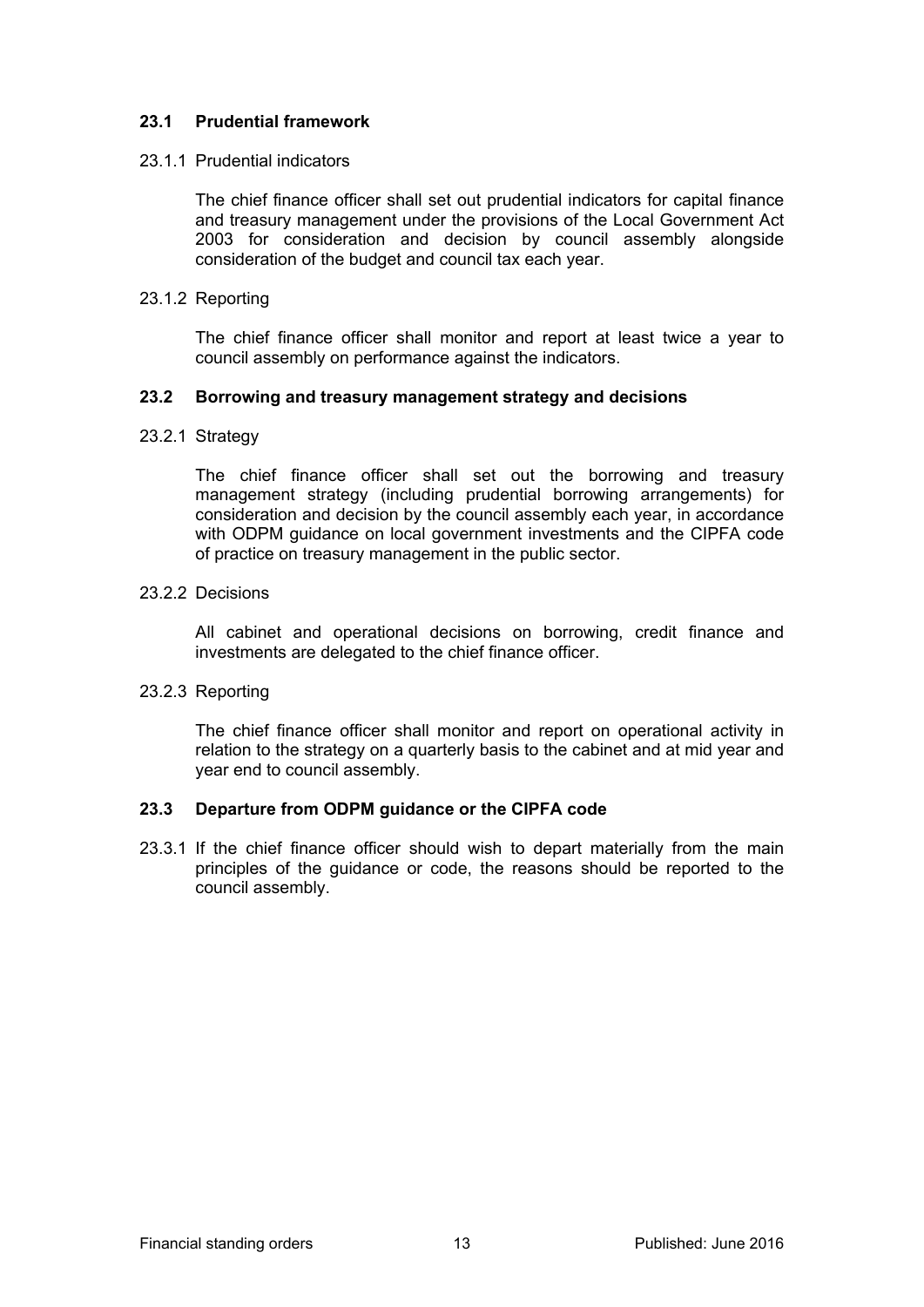## 23.1 Prudential framework

23.1.1 Prudential indicators

The chief finance officer shall set out prudential indicators for capital finance and treasury management under the provisions of the Local Government Act 2003 for consideration and decision by council assembly alongside consideration of the budget and council tax each year.

23.1.2 Reporting

The chief finance officer shall monitor and report at least twice a year to council assembly on performance against the indicators.

## 23.2 Borrowing and treasury management strategy and decisions

23.2.1 Strategy

The chief finance officer shall set out the borrowing and treasury management strategy (including prudential borrowing arrangements) for consideration and decision by the council assembly each year, in accordance with ODPM guidance on local government investments and the CIPFA code of practice on treasury management in the public sector.

23.2.2 Decisions

All cabinet and operational decisions on borrowing, credit finance and investments are delegated to the chief finance officer.

23.2.3 Reporting

The chief finance officer shall monitor and report on operational activity in relation to the strategy on a quarterly basis to the cabinet and at mid year and year end to council assembly.

## 23.3 Departure from ODPM guidance or the CIPFA code

23.3.1 If the chief finance officer should wish to depart materially from the main principles of the guidance or code, the reasons should be reported to the council assembly.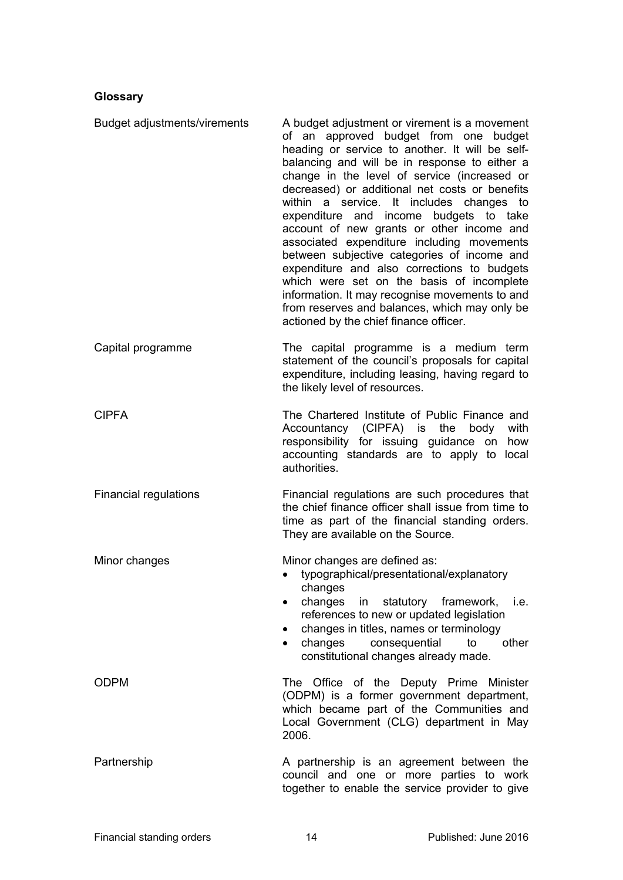**Glossary**

| | |
|---|---|
| Budget adjustments/virements | A budget adjustment or virement is a movement of an approved budget from one budget heading or service to another. It will be self-balancing and will be in response to either a change in the level of service (increased or decreased) or additional net costs or benefits within a service. It includes changes to expenditure and income budgets to take account of new grants or other income and associated expenditure including movements between subjective categories of income and expenditure and also corrections to budgets which were set on the basis of incomplete information. It may recognise movements to and from reserves and balances, which may only be actioned by the chief finance officer. |
| Capital programme | The capital programme is a medium term statement of the council's proposals for capital expenditure, including leasing, having regard to the likely level of resources. |
| CIPFA | The Chartered Institute of Public Finance and Accountancy (CIPFA) is the body with responsibility for issuing guidance on how accounting standards are to apply to local authorities. |
| Financial regulations | Financial regulations are such procedures that the chief finance officer shall issue from time to time as part of the financial standing orders. They are available on the Source. |
| Minor changes | Minor changes are defined as:<br>• typographical/presentational/explanatory changes<br>• changes in statutory framework, i.e. references to new or updated legislation<br>• changes in titles, names or terminology<br>• changes consequential to other constitutional changes already made. |
| ODPM | The Office of the Deputy Prime Minister (ODPM) is a former government department, which became part of the Communities and Local Government (CLG) department in May 2006. |
| Partnership | A partnership is an agreement between the council and one or more parties to work together to enable the service provider to give |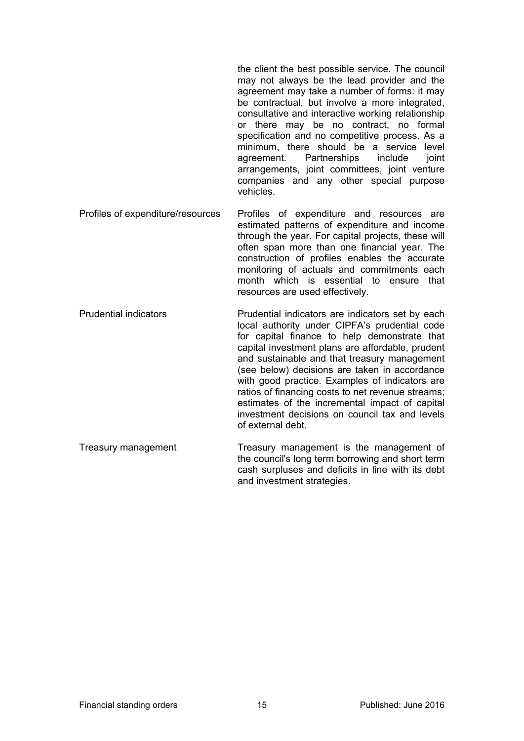the client the best possible service. The council may not always be the lead provider and the agreement may take a number of forms: it may be contractual, but involve a more integrated, consultative and interactive working relationship or there may be no contract, no formal specification and no competitive process. As a minimum, there should be a service level agreement. Partnerships include joint arrangements, joint committees, joint venture companies and any other special purpose vehicles.

| | |
|---|---|
| Profiles of expenditure/resources | Profiles of expenditure and resources are estimated patterns of expenditure and income through the year. For capital projects, these will often span more than one financial year. The construction of profiles enables the accurate monitoring of actuals and commitments each month which is essential to ensure that resources are used effectively. |
| Prudential indicators | Prudential indicators are indicators set by each local authority under CIPFA's prudential code for capital finance to help demonstrate that capital investment plans are affordable, prudent and sustainable and that treasury management (see below) decisions are taken in accordance with good practice. Examples of indicators are ratios of financing costs to net revenue streams; estimates of the incremental impact of capital investment decisions on council tax and levels of external debt. |
| Treasury management | Treasury management is the management of the council's long term borrowing and short term cash surpluses and deficits in line with its debt and investment strategies. |